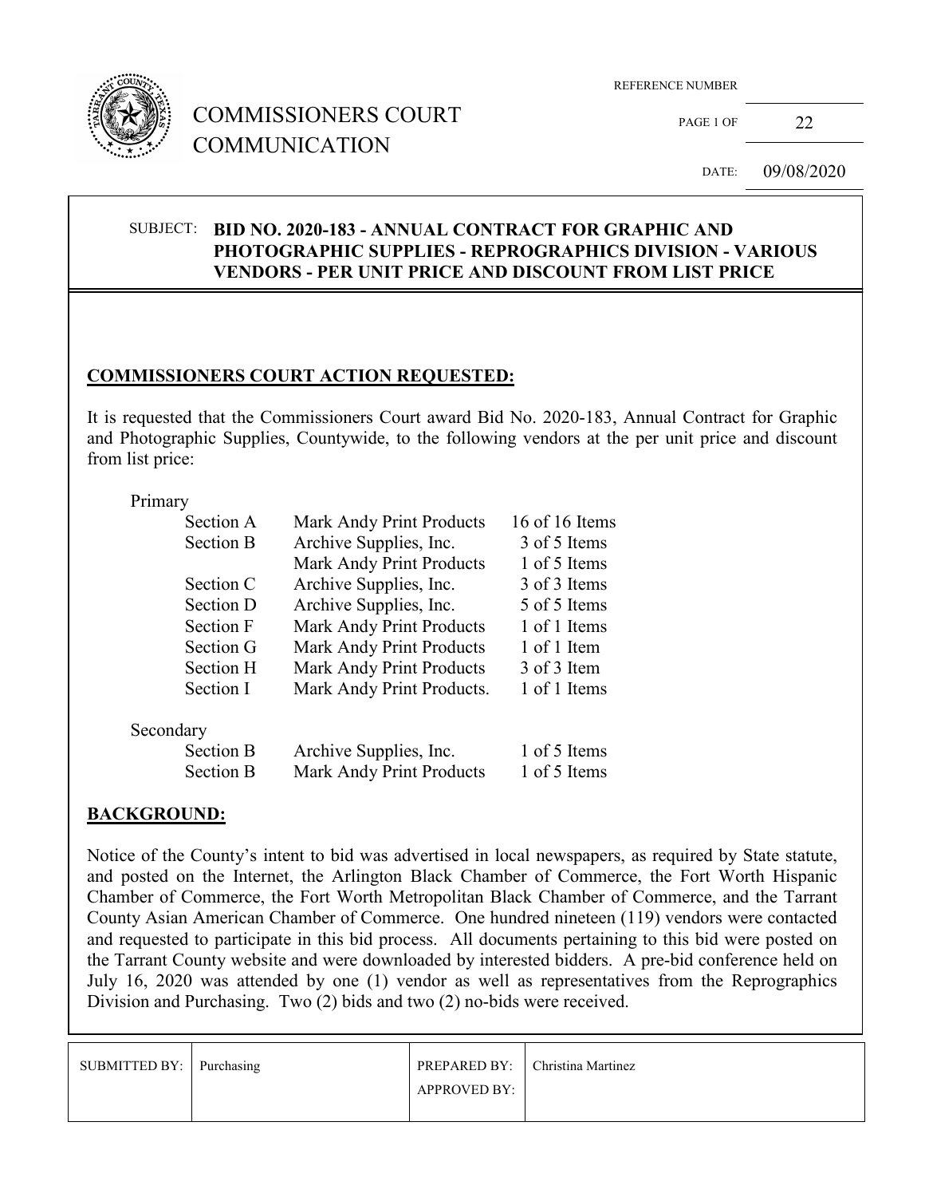# COMMISSIONERS COURT COMMUNICATION

REFERENCE NUMBER

PAGE 1 OF 22

DATE: 09/08/2020

**SUBJECT: BID NO. 2020-183 - ANNUAL CONTRACT FOR GRAPHIC AND PHOTOGRAPHIC SUPPLIES - REPROGRAPHICS DIVISION - VARIOUS VENDORS - PER UNIT PRICE AND DISCOUNT FROM LIST PRICE**

## COMMISSIONERS COURT ACTION REQUESTED:

It is requested that the Commissioners Court award Bid No. 2020-183, Annual Contract for Graphic and Photographic Supplies, Countywide, to the following vendors at the per unit price and discount from list price:

Primary

| Section | Vendor | Items |
|---|---|---|
| Section A | Mark Andy Print Products | 16 of 16 Items |
| Section B | Archive Supplies, Inc. | 3 of 5 Items |
| | Mark Andy Print Products | 1 of 5 Items |
| Section C | Archive Supplies, Inc. | 3 of 3 Items |
| Section D | Archive Supplies, Inc. | 5 of 5 Items |
| Section F | Mark Andy Print Products | 1 of 1 Items |
| Section G | Mark Andy Print Products | 1 of 1 Item |
| Section H | Mark Andy Print Products | 3 of 3 Item |
| Section I | Mark Andy Print Products. | 1 of 1 Items |

Secondary

| Section | Vendor | Items |
|---|---|---|
| Section B | Archive Supplies, Inc. | 1 of 5 Items |
| Section B | Mark Andy Print Products | 1 of 5 Items |

## BACKGROUND:

Notice of the County's intent to bid was advertised in local newspapers, as required by State statute, and posted on the Internet, the Arlington Black Chamber of Commerce, the Fort Worth Hispanic Chamber of Commerce, the Fort Worth Metropolitan Black Chamber of Commerce, and the Tarrant County Asian American Chamber of Commerce. One hundred nineteen (119) vendors were contacted and requested to participate in this bid process. All documents pertaining to this bid were posted on the Tarrant County website and were downloaded by interested bidders. A pre-bid conference held on July 16, 2020 was attended by one (1) vendor as well as representatives from the Reprographics Division and Purchasing. Two (2) bids and two (2) no-bids were received.

| SUBMITTED BY: | Purchasing | PREPARED BY: | Christina Martinez |
|---|---|---|---|
| | | APPROVED BY: | |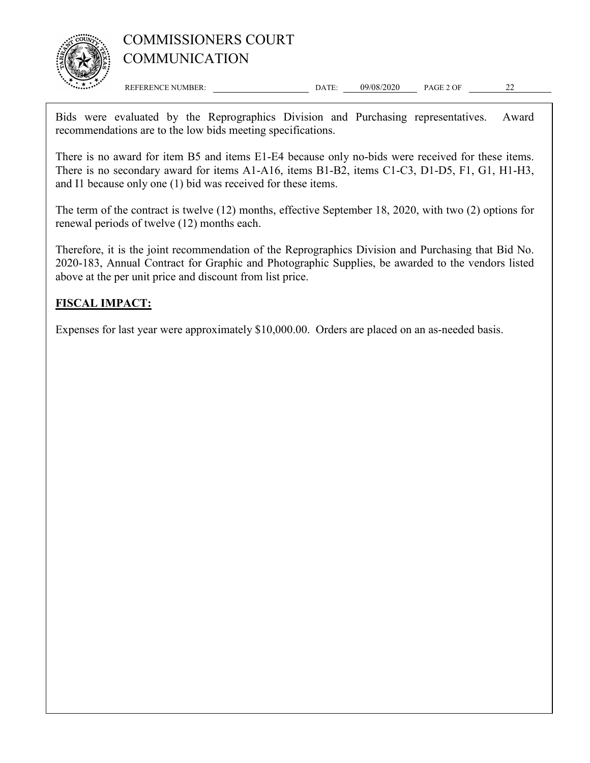Bids were evaluated by the Reprographics Division and Purchasing representatives. Award recommendations are to the low bids meeting specifications.

There is no award for item B5 and items E1-E4 because only no-bids were received for these items. There is no secondary award for items A1-A16, items B1-B2, items C1-C3, D1-D5, F1, G1, H1-H3, and I1 because only one (1) bid was received for these items.

The term of the contract is twelve (12) months, effective September 18, 2020, with two (2) options for renewal periods of twelve (12) months each.

Therefore, it is the joint recommendation of the Reprographics Division and Purchasing that Bid No. 2020-183, Annual Contract for Graphic and Photographic Supplies, be awarded to the vendors listed above at the per unit price and discount from list price.

## FISCAL IMPACT:

Expenses for last year were approximately $10,000.00. Orders are placed on an as-needed basis.